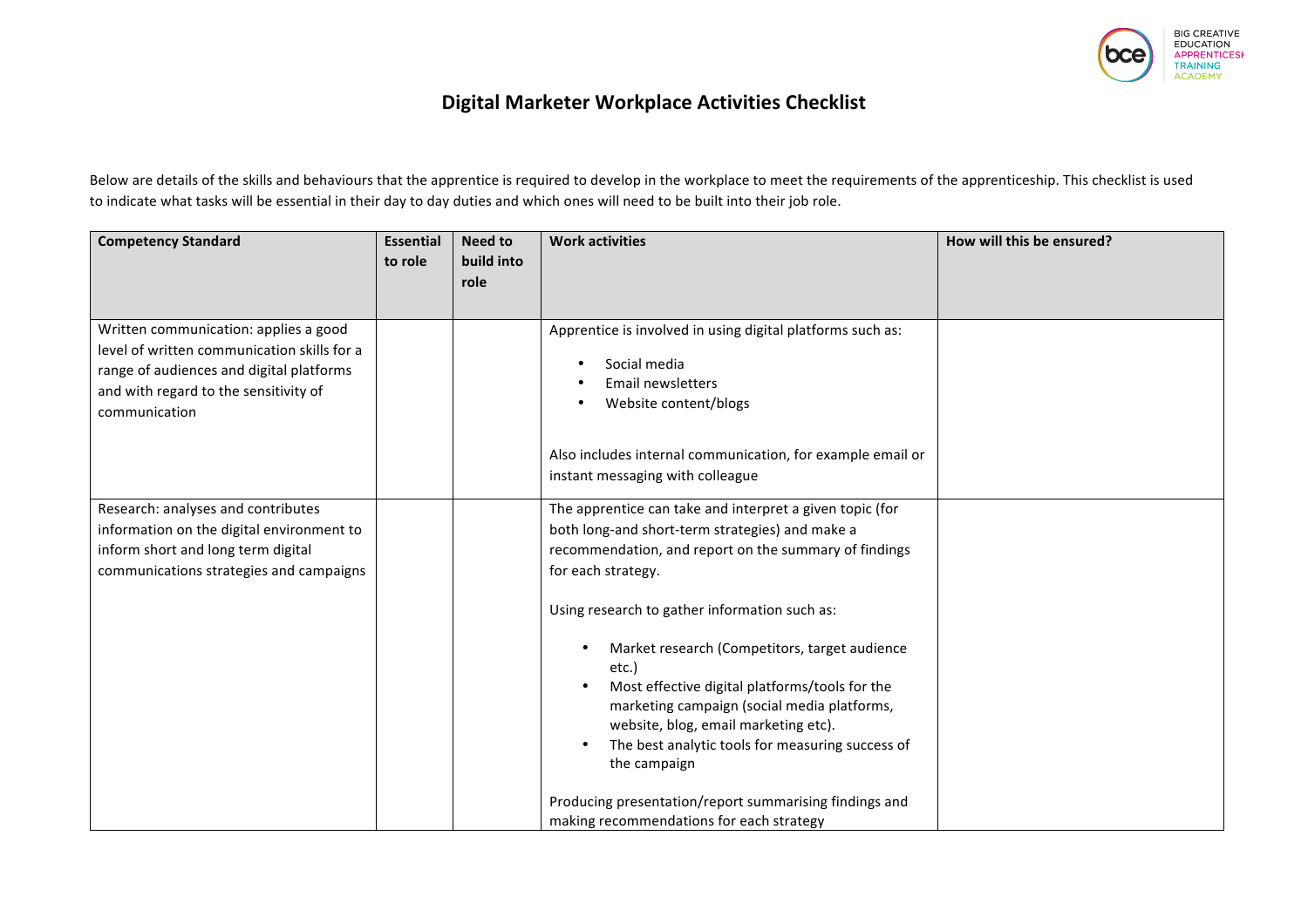# Digital Marketer Workplace Activities Checklist

Below are details of the skills and behaviours that the apprentice is required to develop in the workplace to meet the requirements of the apprenticeship. This checklist is used to indicate what tasks will be essential in their day to day duties and which ones will need to be built into their job role.

| Competency Standard | Essential to role | Need to build into role | Work activities | How will this be ensured? |
|---|---|---|---|---|
| Written communication: applies a good level of written communication skills for a range of audiences and digital platforms and with regard to the sensitivity of communication | | | Apprentice is involved in using digital platforms such as:<br>• Social media<br>• Email newsletters<br>• Website content/blogs<br><br>Also includes internal communication, for example email or instant messaging with colleague | |
| Research: analyses and contributes information on the digital environment to inform short and long term digital communications strategies and campaigns | | | The apprentice can take and interpret a given topic (for both long-and short-term strategies) and make a recommendation, and report on the summary of findings for each strategy.<br><br>Using research to gather information such as:<br>• Market research (Competitors, target audience etc.)<br>• Most effective digital platforms/tools for the marketing campaign (social media platforms, website, blog, email marketing etc).<br>• The best analytic tools for measuring success of the campaign<br><br>Producing presentation/report summarising findings and making recommendations for each strategy | |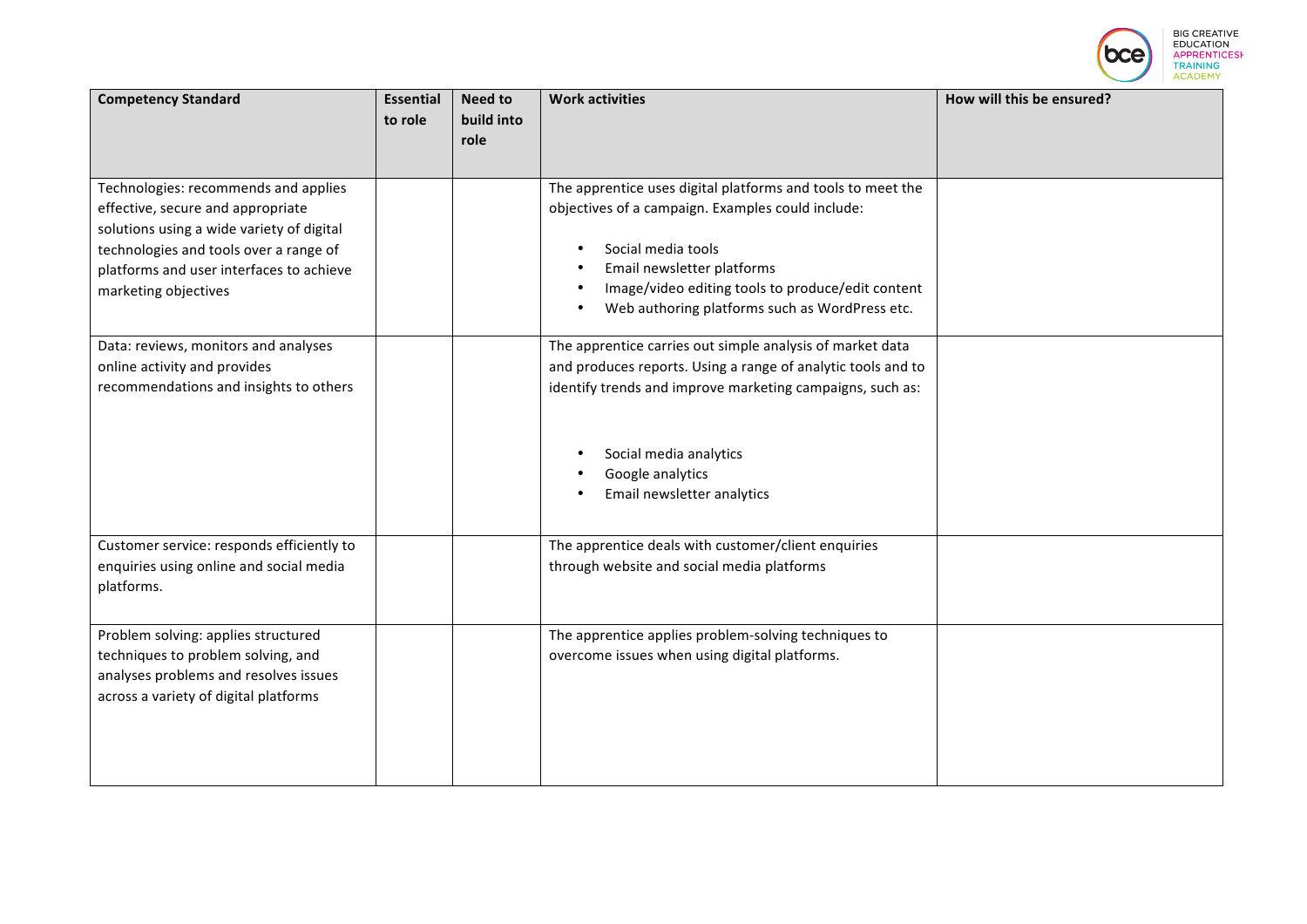| Competency Standard | Essential to role | Need to build into role | Work activities | How will this be ensured? |
|---|---|---|---|---|
| Technologies: recommends and applies effective, secure and appropriate solutions using a wide variety of digital technologies and tools over a range of platforms and user interfaces to achieve marketing objectives | | | The apprentice uses digital platforms and tools to meet the objectives of a campaign. Examples could include:<br>• Social media tools<br>• Email newsletter platforms<br>• Image/video editing tools to produce/edit content<br>• Web authoring platforms such as WordPress etc. | |
| Data: reviews, monitors and analyses online activity and provides recommendations and insights to others | | | The apprentice carries out simple analysis of market data and produces reports. Using a range of analytic tools and to identify trends and improve marketing campaigns, such as:<br>• Social media analytics<br>• Google analytics<br>• Email newsletter analytics | |
| Customer service: responds efficiently to enquiries using online and social media platforms. | | | The apprentice deals with customer/client enquiries through website and social media platforms | |
| Problem solving: applies structured techniques to problem solving, and analyses problems and resolves issues across a variety of digital platforms | | | The apprentice applies problem-solving techniques to overcome issues when using digital platforms. | |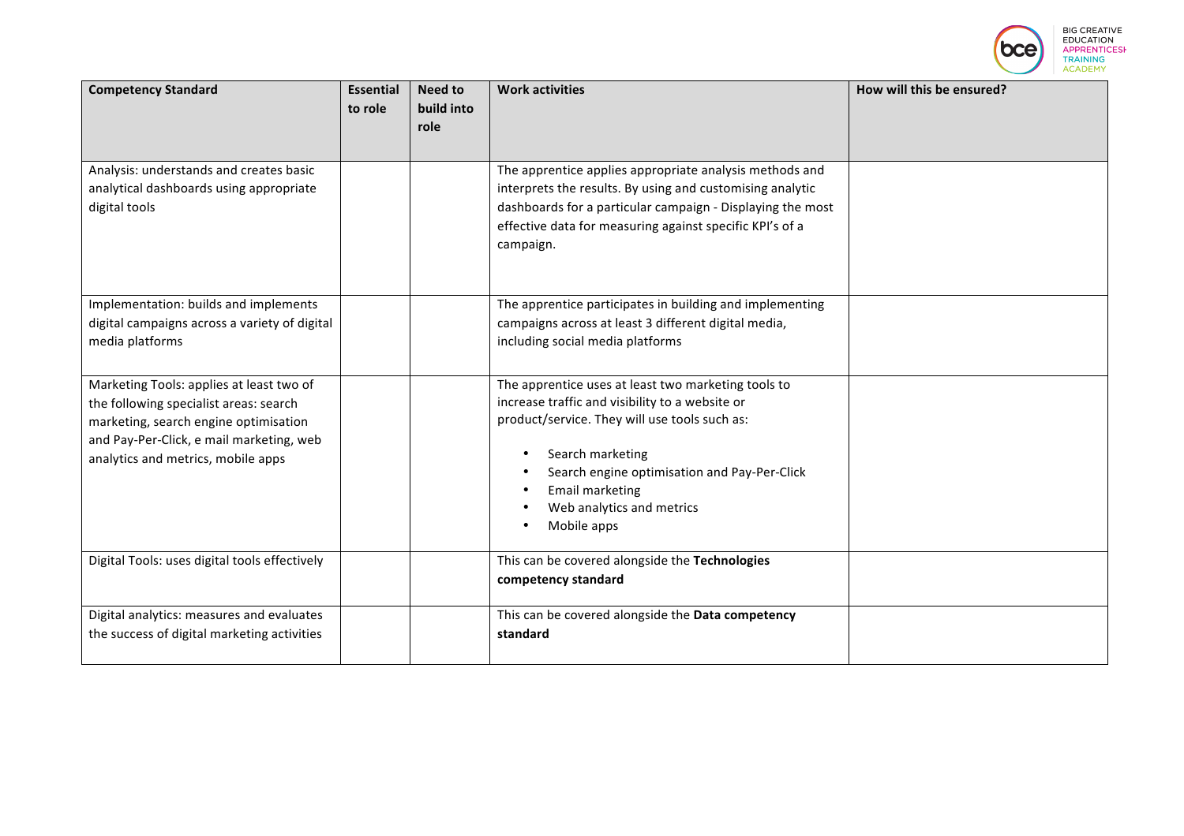| Competency Standard | Essential to role | Need to build into role | Work activities | How will this be ensured? |
|---|---|---|---|---|
| Analysis: understands and creates basic analytical dashboards using appropriate digital tools | | | The apprentice applies appropriate analysis methods and interprets the results. By using and customising analytic dashboards for a particular campaign - Displaying the most effective data for measuring against specific KPI's of a campaign. | |
| Implementation: builds and implements digital campaigns across a variety of digital media platforms | | | The apprentice participates in building and implementing campaigns across at least 3 different digital media, including social media platforms | |
| Marketing Tools: applies at least two of the following specialist areas: search marketing, search engine optimisation and Pay-Per-Click, e mail marketing, web analytics and metrics, mobile apps | | | The apprentice uses at least two marketing tools to increase traffic and visibility to a website or product/service. They will use tools such as:<br>• Search marketing<br>• Search engine optimisation and Pay-Per-Click<br>• Email marketing<br>• Web analytics and metrics<br>• Mobile apps | |
| Digital Tools: uses digital tools effectively | | | This can be covered alongside the **Technologies competency standard** | |
| Digital analytics: measures and evaluates the success of digital marketing activities | | | This can be covered alongside the **Data competency standard** | |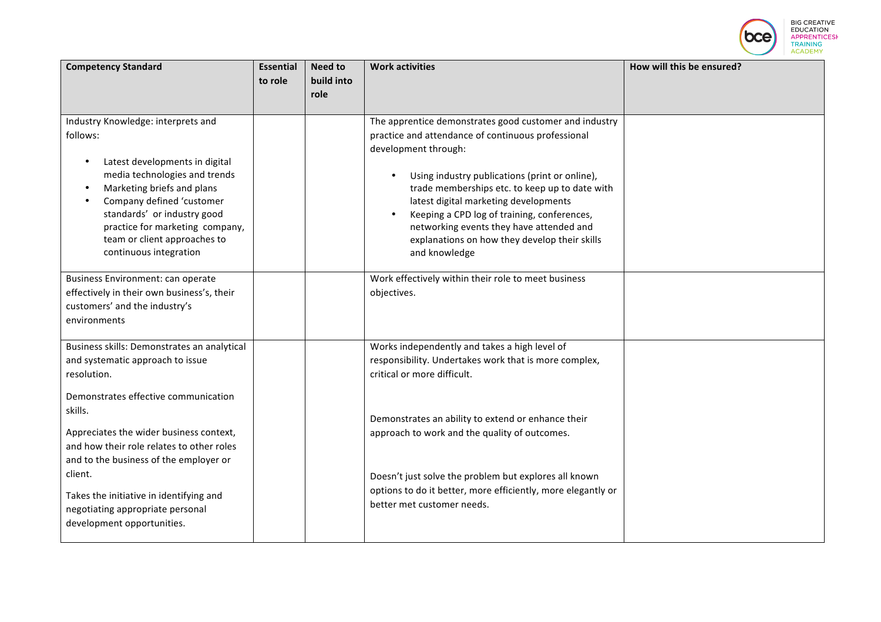| Competency Standard | Essential to role | Need to build into role | Work activities | How will this be ensured? |
|---|---|---|---|---|
| Industry Knowledge: interprets and follows:<br>• Latest developments in digital media technologies and trends<br>• Marketing briefs and plans<br>• Company defined 'customer standards' or industry good practice for marketing company, team or client approaches to continuous integration | | | The apprentice demonstrates good customer and industry practice and attendance of continuous professional development through:<br>• Using industry publications (print or online), trade memberships etc. to keep up to date with latest digital marketing developments<br>• Keeping a CPD log of training, conferences, networking events they have attended and explanations on how they develop their skills and knowledge | |
| Business Environment: can operate effectively in their own business's, their customers' and the industry's environments | | | Work effectively within their role to meet business objectives. | |
| Business skills: Demonstrates an analytical and systematic approach to issue resolution.<br><br>Demonstrates effective communication skills.<br><br>Appreciates the wider business context, and how their role relates to other roles and to the business of the employer or client.<br><br>Takes the initiative in identifying and negotiating appropriate personal development opportunities. | | | Works independently and takes a high level of responsibility. Undertakes work that is more complex, critical or more difficult.<br><br>Demonstrates an ability to extend or enhance their approach to work and the quality of outcomes.<br><br>Doesn't just solve the problem but explores all known options to do it better, more efficiently, more elegantly or better met customer needs. | |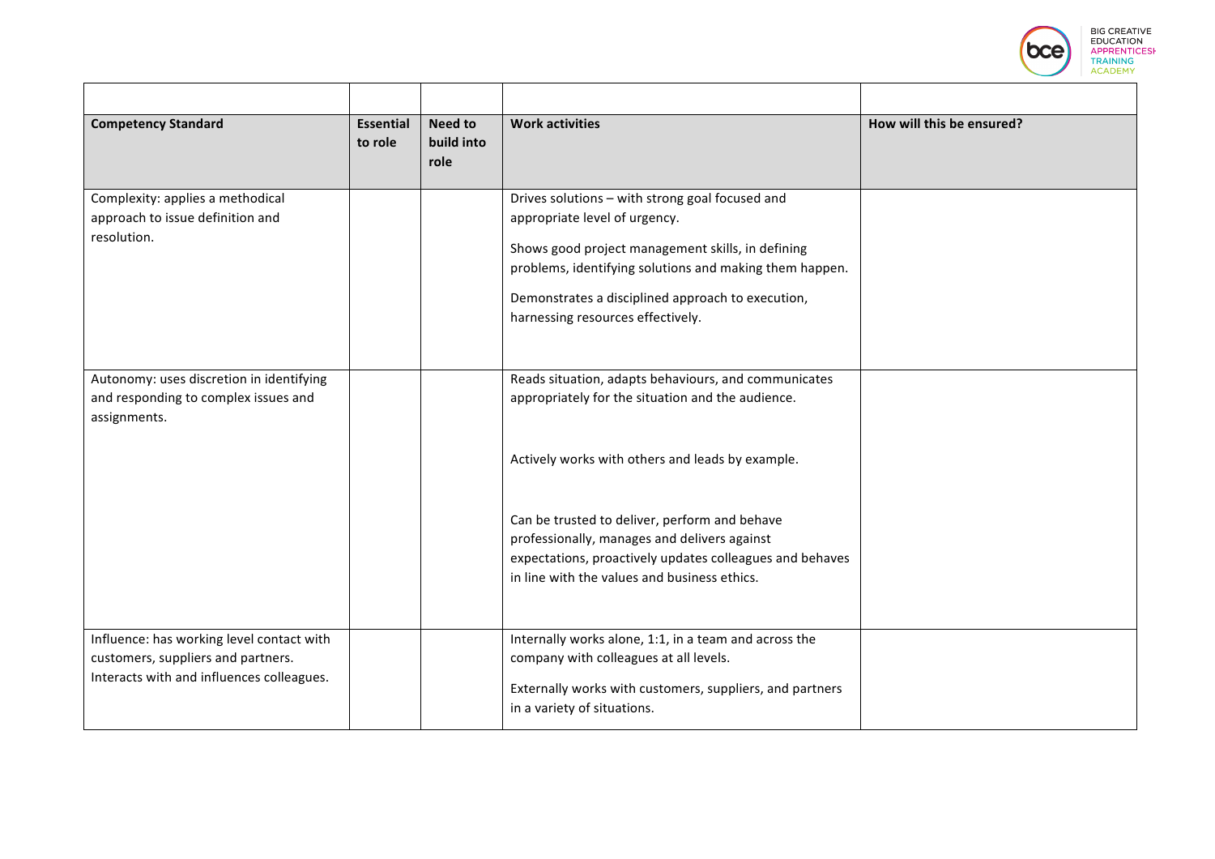| | | | | |
|---|---|---|---|---|
| **Competency Standard** | **Essential to role** | **Need to build into role** | **Work activities** | **How will this be ensured?** |
| Complexity: applies a methodical approach to issue definition and resolution. | | | Drives solutions – with strong goal focused and appropriate level of urgency.<br><br>Shows good project management skills, in defining problems, identifying solutions and making them happen.<br><br>Demonstrates a disciplined approach to execution, harnessing resources effectively. | |
| Autonomy: uses discretion in identifying and responding to complex issues and assignments. | | | Reads situation, adapts behaviours, and communicates appropriately for the situation and the audience.<br><br>Actively works with others and leads by example.<br><br>Can be trusted to deliver, perform and behave professionally, manages and delivers against expectations, proactively updates colleagues and behaves in line with the values and business ethics. | |
| Influence: has working level contact with customers, suppliers and partners. Interacts with and influences colleagues. | | | Internally works alone, 1:1, in a team and across the company with colleagues at all levels.<br><br>Externally works with customers, suppliers, and partners in a variety of situations. | |